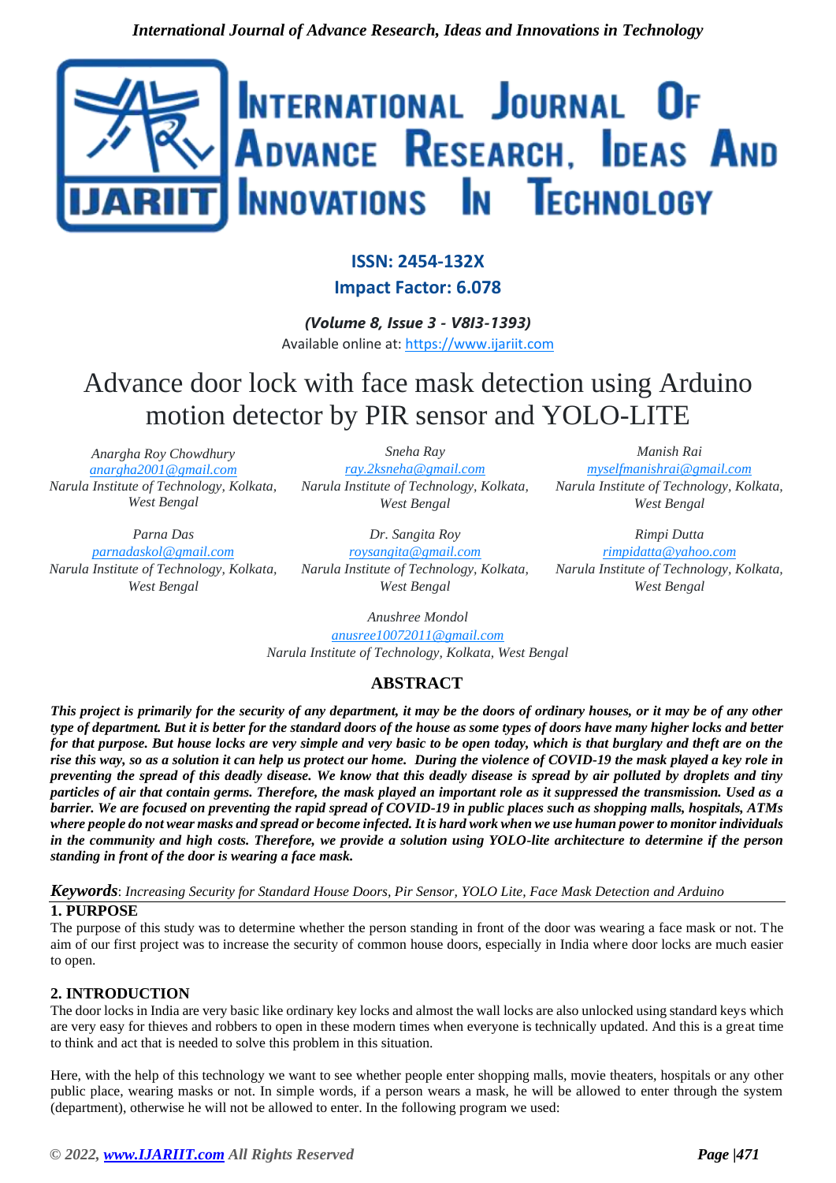ISSN: 2454-132X

Impact Factor: 6.078

*(Volume 8, Issue 3 - V8I3-1393)*

Available online at: https://www.ijariit.com

# Advance door lock with face mask detection using Arduino motion detector by PIR sensor and YOLO-LITE

*Anargha Roy Chowdhury*
anargha2001@gmail.com
*Narula Institute of Technology, Kolkata, West Bengal*

*Sneha Ray*
ray.2ksneha@gmail.com
*Narula Institute of Technology, Kolkata, West Bengal*

*Manish Rai*
myselfmanishrai@gmail.com
*Narula Institute of Technology, Kolkata, West Bengal*

*Parna Das*
parnadaskol@gmail.com
*Narula Institute of Technology, Kolkata, West Bengal*

*Dr. Sangita Roy*
roysangita@gmail.com
*Narula Institute of Technology, Kolkata, West Bengal*

*Rimpi Dutta*
rimpidatta@yahoo.com
*Narula Institute of Technology, Kolkata, West Bengal*

*Anushree Mondol*
anusree10072011@gmail.com
*Narula Institute of Technology, Kolkata, West Bengal*

## ABSTRACT

***This project is primarily for the security of any department, it may be the doors of ordinary houses, or it may be of any other type of department. But it is better for the standard doors of the house as some types of doors have many higher locks and better for that purpose. But house locks are very simple and very basic to be open today, which is that burglary and theft are on the rise this way, so as a solution it can help us protect our home. During the violence of COVID-19 the mask played a key role in preventing the spread of this deadly disease. We know that this deadly disease is spread by air polluted by droplets and tiny particles of air that contain germs. Therefore, the mask played an important role as it suppressed the transmission. Used as a barrier. We are focused on preventing the rapid spread of COVID-19 in public places such as shopping malls, hospitals, ATMs where people do not wear masks and spread or become infected. It is hard work when we use human power to monitor individuals in the community and high costs. Therefore, we provide a solution using YOLO-lite architecture to determine if the person standing in front of the door is wearing a face mask.***

***Keywords**: Increasing Security for Standard House Doors, Pir Sensor, YOLO Lite, Face Mask Detection and Arduino*

## 1. PURPOSE

The purpose of this study was to determine whether the person standing in front of the door was wearing a face mask or not. The aim of our first project was to increase the security of common house doors, especially in India where door locks are much easier to open.

## 2. INTRODUCTION

The door locks in India are very basic like ordinary key locks and almost the wall locks are also unlocked using standard keys which are very easy for thieves and robbers to open in these modern times when everyone is technically updated. And this is a great time to think and act that is needed to solve this problem in this situation.

Here, with the help of this technology we want to see whether people enter shopping malls, movie theaters, hospitals or any other public place, wearing masks or not. In simple words, if a person wears a mask, he will be allowed to enter through the system (department), otherwise he will not be allowed to enter. In the following program we used: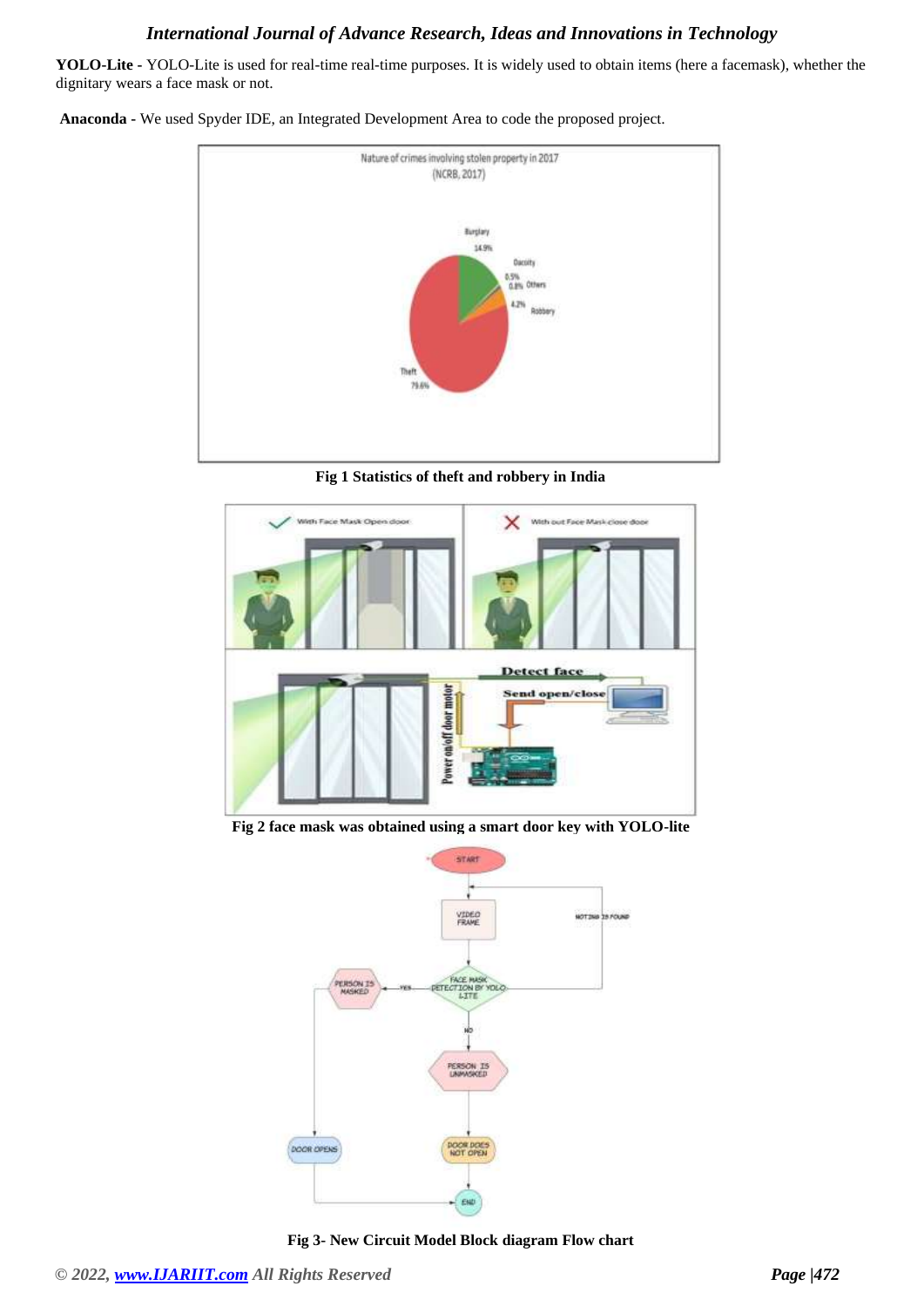**YOLO-Lite -** YOLO-Lite is used for real-time real-time purposes. It is widely used to obtain items (here a facemask), whether the dignitary wears a face mask or not.

**Anaconda -** We used Spyder IDE, an Integrated Development Area to code the proposed project.

**Fig 1 Statistics of theft and robbery in India**

**Fig 2 face mask was obtained using a smart door key with YOLO-lite**

**Fig 3- New Circuit Model Block diagram Flow chart**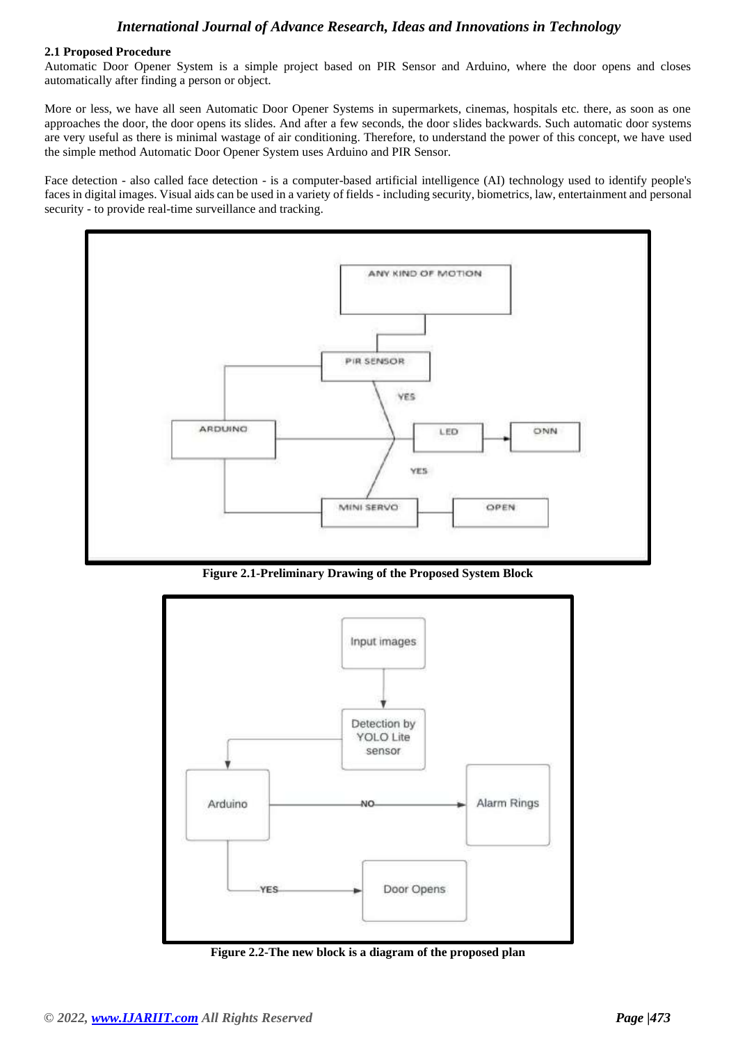### 2.1 Proposed Procedure

Automatic Door Opener System is a simple project based on PIR Sensor and Arduino, where the door opens and closes automatically after finding a person or object.

More or less, we have all seen Automatic Door Opener Systems in supermarkets, cinemas, hospitals etc. there, as soon as one approaches the door, the door opens its slides. And after a few seconds, the door slides backwards. Such automatic door systems are very useful as there is minimal wastage of air conditioning. Therefore, to understand the power of this concept, we have used the simple method Automatic Door Opener System uses Arduino and PIR Sensor.

Face detection - also called face detection - is a computer-based artificial intelligence (AI) technology used to identify people's faces in digital images. Visual aids can be used in a variety of fields - including security, biometrics, law, entertainment and personal security - to provide real-time surveillance and tracking.

**Figure 2.1-Preliminary Drawing of the Proposed System Block**

**Figure 2.2-The new block is a diagram of the proposed plan**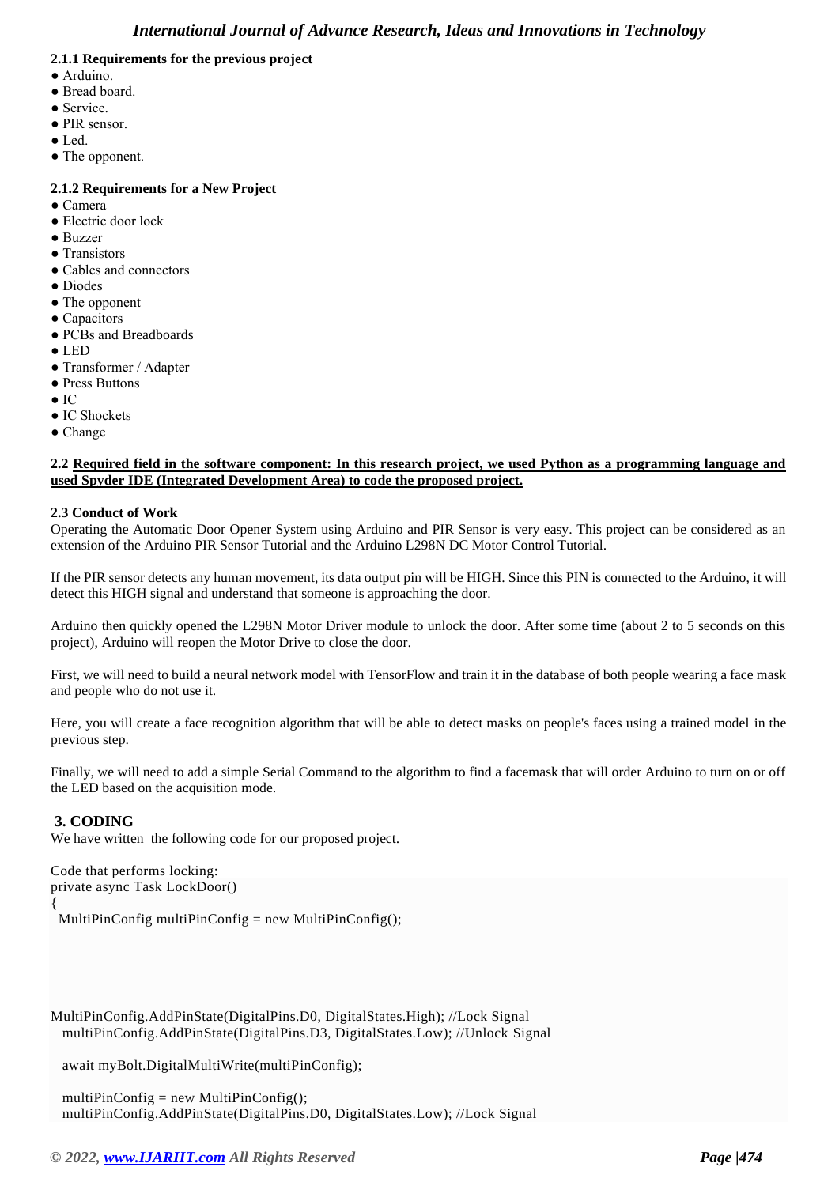**2.1.1 Requirements for the previous project**

- Arduino.
- Bread board.
- Service.
- PIR sensor.
- Led.
- The opponent.

**2.1.2 Requirements for a New Project**

- Camera
- Electric door lock
- Buzzer
- Transistors
- Cables and connectors
- Diodes
- The opponent
- Capacitors
- PCBs and Breadboards
- LED
- Transformer / Adapter
- Press Buttons
- IC
- IC Shockets
- Change

**2.2 <u>Required field in the software component: In this research project, we used Python as a programming language and used Spyder IDE (Integrated Development Area) to code the proposed project.</u>**

**2.3 Conduct of Work**

Operating the Automatic Door Opener System using Arduino and PIR Sensor is very easy. This project can be considered as an extension of the Arduino PIR Sensor Tutorial and the Arduino L298N DC Motor Control Tutorial.

If the PIR sensor detects any human movement, its data output pin will be HIGH. Since this PIN is connected to the Arduino, it will detect this HIGH signal and understand that someone is approaching the door.

Arduino then quickly opened the L298N Motor Driver module to unlock the door. After some time (about 2 to 5 seconds on this project), Arduino will reopen the Motor Drive to close the door.

First, we will need to build a neural network model with TensorFlow and train it in the database of both people wearing a face mask and people who do not use it.

Here, you will create a face recognition algorithm that will be able to detect masks on people's faces using a trained model in the previous step.

Finally, we will need to add a simple Serial Command to the algorithm to find a facemask that will order Arduino to turn on or off the LED based on the acquisition mode.

## 3. CODING

We have written the following code for our proposed project.

Code that performs locking:

```
private async Task LockDoor()
{
  MultiPinConfig multiPinConfig = new MultiPinConfig();




MultiPinConfig.AddPinState(DigitalPins.D0, DigitalStates.High); //Lock Signal
  multiPinConfig.AddPinState(DigitalPins.D3, DigitalStates.Low); //Unlock Signal

  await myBolt.DigitalMultiWrite(multiPinConfig);

  multiPinConfig = new MultiPinConfig();
  multiPinConfig.AddPinState(DigitalPins.D0, DigitalStates.Low); //Lock Signal
```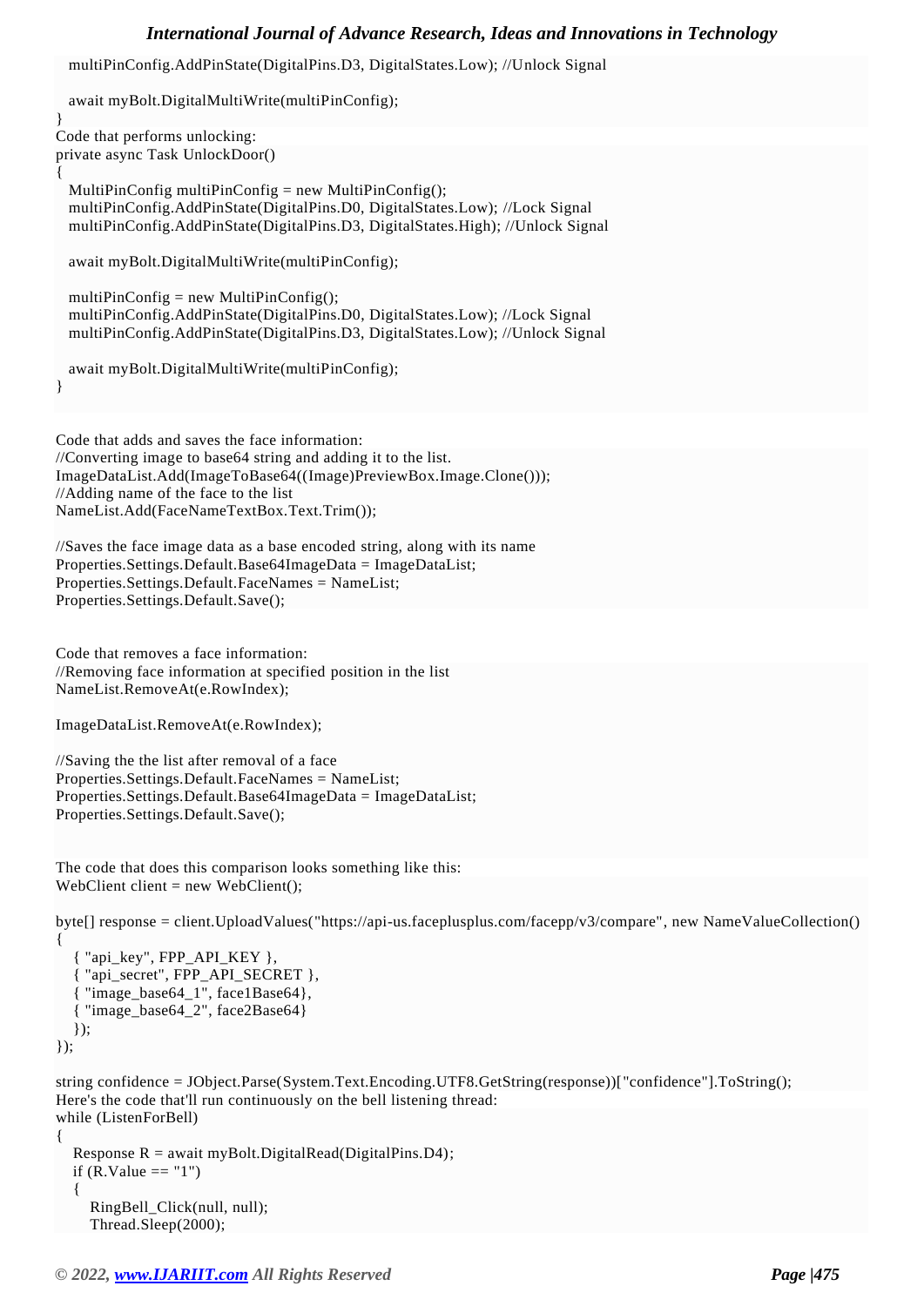```
    multiPinConfig.AddPinState(DigitalPins.D3, DigitalStates.Low); //Unlock Signal

    await myBolt.DigitalMultiWrite(multiPinConfig);
}
```

Code that performs unlocking:

```
private async Task UnlockDoor()
{
    MultiPinConfig multiPinConfig = new MultiPinConfig();
    multiPinConfig.AddPinState(DigitalPins.D0, DigitalStates.Low); //Lock Signal
    multiPinConfig.AddPinState(DigitalPins.D3, DigitalStates.High); //Unlock Signal

    await myBolt.DigitalMultiWrite(multiPinConfig);

    multiPinConfig = new MultiPinConfig();
    multiPinConfig.AddPinState(DigitalPins.D0, DigitalStates.Low); //Lock Signal
    multiPinConfig.AddPinState(DigitalPins.D3, DigitalStates.Low); //Unlock Signal

    await myBolt.DigitalMultiWrite(multiPinConfig);
}
```

Code that adds and saves the face information:

```
//Converting image to base64 string and adding it to the list.
ImageDataList.Add(ImageToBase64((Image)PreviewBox.Image.Clone()));
//Adding name of the face to the list
NameList.Add(FaceNameTextBox.Text.Trim());

//Saves the face image data as a base encoded string, along with its name
Properties.Settings.Default.Base64ImageData = ImageDataList;
Properties.Settings.Default.FaceNames = NameList;
Properties.Settings.Default.Save();
```

Code that removes a face information:

```
//Removing face information at specified position in the list
NameList.RemoveAt(e.RowIndex);

ImageDataList.RemoveAt(e.RowIndex);

//Saving the the list after removal of a face
Properties.Settings.Default.FaceNames = NameList;
Properties.Settings.Default.Base64ImageData = ImageDataList;
Properties.Settings.Default.Save();
```

The code that does this comparison looks something like this:

```
WebClient client = new WebClient();

byte[] response = client.UploadValues("https://api-us.faceplusplus.com/facepp/v3/compare", new NameValueCollection()
{
    { "api_key", FPP_API_KEY },
    { "api_secret", FPP_API_SECRET },
    { "image_base64_1", face1Base64},
    { "image_base64_2", face2Base64}
    });
});

string confidence = JObject.Parse(System.Text.Encoding.UTF8.GetString(response))["confidence"].ToString();
```

Here's the code that'll run continuously on the bell listening thread:

```
while (ListenForBell)
{
    Response R = await myBolt.DigitalRead(DigitalPins.D4);
    if (R.Value == "1")
    {
        RingBell_Click(null, null);
        Thread.Sleep(2000);
```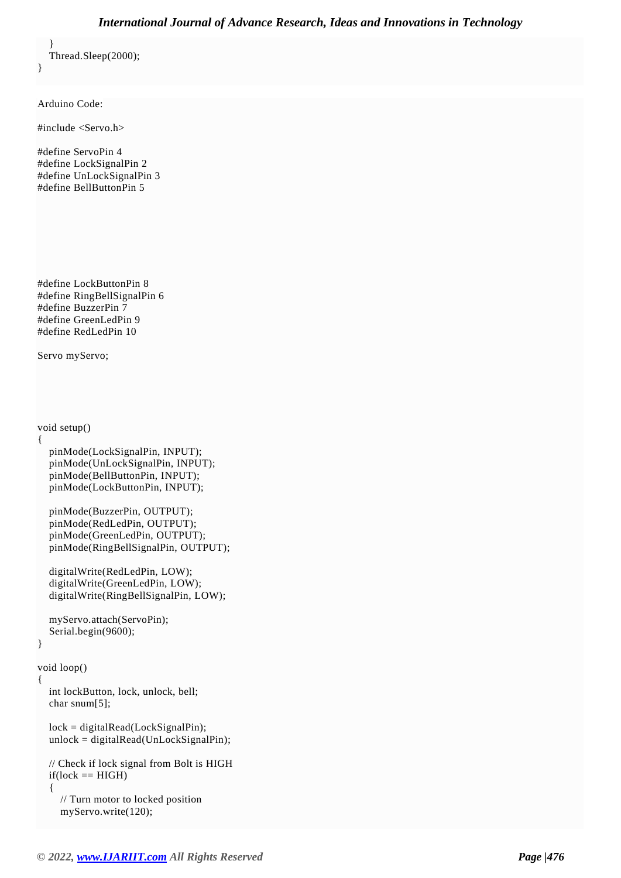```
    }
    Thread.Sleep(2000);
}
```

Arduino Code:

```
#include <Servo.h>

#define ServoPin 4
#define LockSignalPin 2
#define UnLockSignalPin 3
#define BellButtonPin 5
#define LockButtonPin 8
#define RingBellSignalPin 6
#define BuzzerPin 7
#define GreenLedPin 9
#define RedLedPin 10

Servo myServo;

void setup()
{
   pinMode(LockSignalPin, INPUT);
   pinMode(UnLockSignalPin, INPUT);
   pinMode(BellButtonPin, INPUT);
   pinMode(LockButtonPin, INPUT);

   pinMode(BuzzerPin, OUTPUT);
   pinMode(RedLedPin, OUTPUT);
   pinMode(GreenLedPin, OUTPUT);
   pinMode(RingBellSignalPin, OUTPUT);

   digitalWrite(RedLedPin, LOW);
   digitalWrite(GreenLedPin, LOW);
   digitalWrite(RingBellSignalPin, LOW);

   myServo.attach(ServoPin);
   Serial.begin(9600);
}

void loop()
{
   int lockButton, lock, unlock, bell;
   char snum[5];

   lock = digitalRead(LockSignalPin);
   unlock = digitalRead(UnLockSignalPin);

   // Check if lock signal from Bolt is HIGH
   if(lock == HIGH)
   {
      // Turn motor to locked position
      myServo.write(120);
```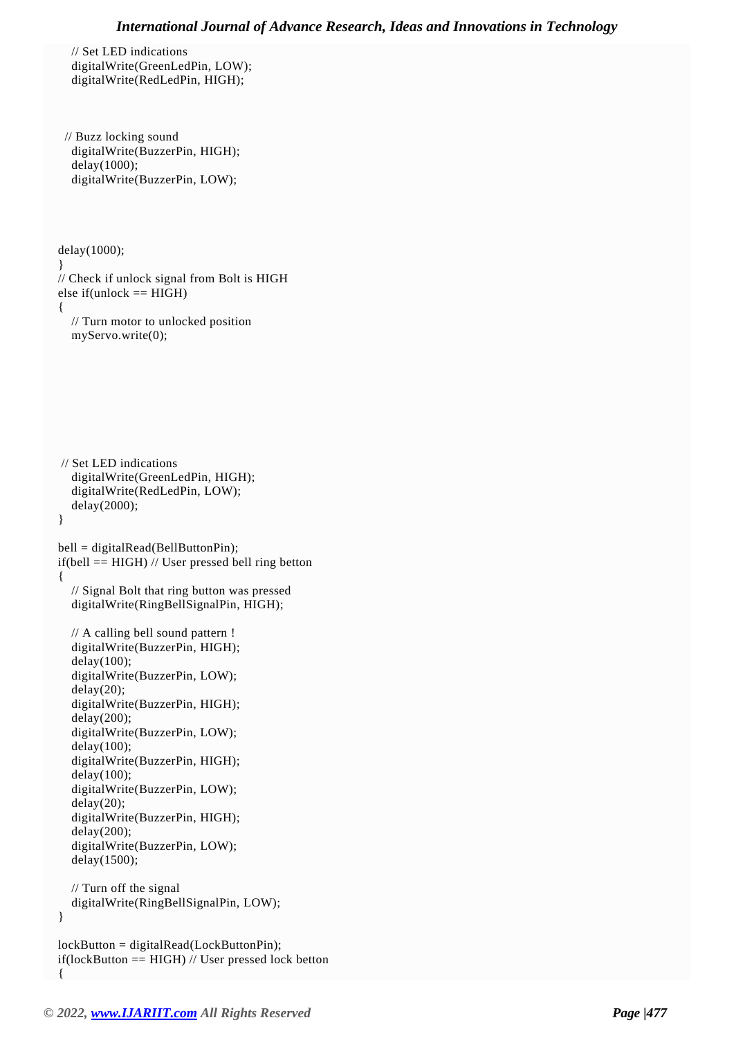```
    // Set LED indications
    digitalWrite(GreenLedPin, LOW);
    digitalWrite(RedLedPin, HIGH);


   // Buzz locking sound
    digitalWrite(BuzzerPin, HIGH);
    delay(1000);
    digitalWrite(BuzzerPin, LOW);


  delay(1000);
  }
  // Check if unlock signal from Bolt is HIGH
  else if(unlock == HIGH)
  {
    // Turn motor to unlocked position
    myServo.write(0);


   // Set LED indications
    digitalWrite(GreenLedPin, HIGH);
    digitalWrite(RedLedPin, LOW);
    delay(2000);
  }

  bell = digitalRead(BellButtonPin);
  if(bell == HIGH) // User pressed bell ring betton
  {
    // Signal Bolt that ring button was pressed
    digitalWrite(RingBellSignalPin, HIGH);

    // A calling bell sound pattern !
    digitalWrite(BuzzerPin, HIGH);
    delay(100);
    digitalWrite(BuzzerPin, LOW);
    delay(20);
    digitalWrite(BuzzerPin, HIGH);
    delay(200);
    digitalWrite(BuzzerPin, LOW);
    delay(100);
    digitalWrite(BuzzerPin, HIGH);
    delay(100);
    digitalWrite(BuzzerPin, LOW);
    delay(20);
    digitalWrite(BuzzerPin, HIGH);
    delay(200);
    digitalWrite(BuzzerPin, LOW);
    delay(1500);

    // Turn off the signal
    digitalWrite(RingBellSignalPin, LOW);
  }

  lockButton = digitalRead(LockButtonPin);
  if(lockButton == HIGH) // User pressed lock betton
  {
```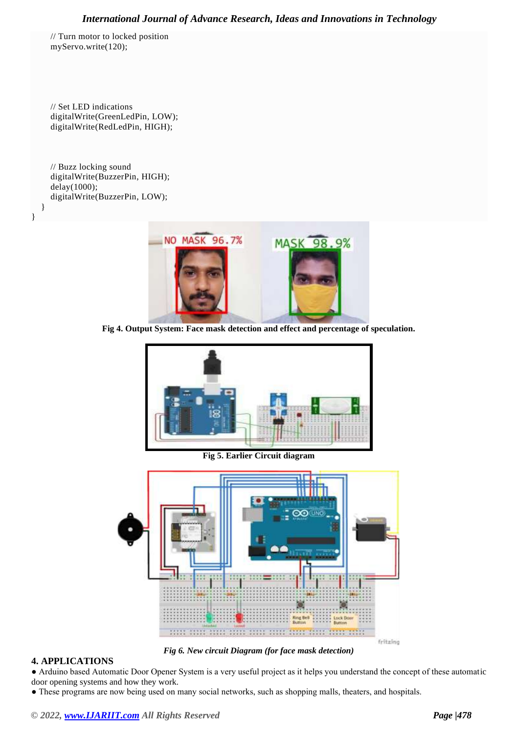```
    // Turn motor to locked position
    myServo.write(120);



    // Set LED indications
    digitalWrite(GreenLedPin, LOW);
    digitalWrite(RedLedPin, HIGH);


    // Buzz locking sound
    digitalWrite(BuzzerPin, HIGH);
    delay(1000);
    digitalWrite(BuzzerPin, LOW);
  }
}
```

**Fig 4. Output System: Face mask detection and effect and percentage of speculation.**

**Fig 5. Earlier Circuit diagram**

***Fig 6. New circuit Diagram (for face mask detection)***

## 4. APPLICATIONS

- Arduino based Automatic Door Opener System is a very useful project as it helps you understand the concept of these automatic door opening systems and how they work.
- These programs are now being used on many social networks, such as shopping malls, theaters, and hospitals.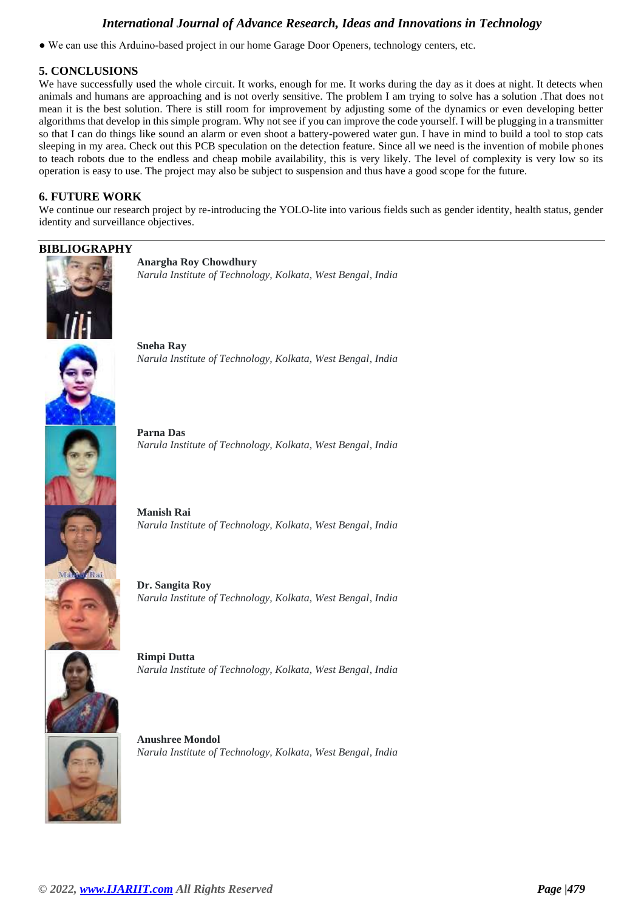- We can use this Arduino-based project in our home Garage Door Openers, technology centers, etc.

## 5. CONCLUSIONS

We have successfully used the whole circuit. It works, enough for me. It works during the day as it does at night. It detects when animals and humans are approaching and is not overly sensitive. The problem I am trying to solve has a solution .That does not mean it is the best solution. There is still room for improvement by adjusting some of the dynamics or even developing better algorithms that develop in this simple program. Why not see if you can improve the code yourself. I will be plugging in a transmitter so that I can do things like sound an alarm or even shoot a battery-powered water gun. I have in mind to build a tool to stop cats sleeping in my area. Check out this PCB speculation on the detection feature. Since all we need is the invention of mobile phones to teach robots due to the endless and cheap mobile availability, this is very likely. The level of complexity is very low so its operation is easy to use. The project may also be subject to suspension and thus have a good scope for the future.

## 6. FUTURE WORK

We continue our research project by re-introducing the YOLO-lite into various fields such as gender identity, health status, gender identity and surveillance objectives.

## BIBLIOGRAPHY

**Anargha Roy Chowdhury**
*Narula Institute of Technology, Kolkata, West Bengal, India*

**Sneha Ray**
*Narula Institute of Technology, Kolkata, West Bengal, India*

**Parna Das**
*Narula Institute of Technology, Kolkata, West Bengal, India*

**Manish Rai**
*Narula Institute of Technology, Kolkata, West Bengal, India*

**Dr. Sangita Roy**
*Narula Institute of Technology, Kolkata, West Bengal, India*

**Rimpi Dutta**
*Narula Institute of Technology, Kolkata, West Bengal, India*

**Anushree Mondol**
*Narula Institute of Technology, Kolkata, West Bengal, India*